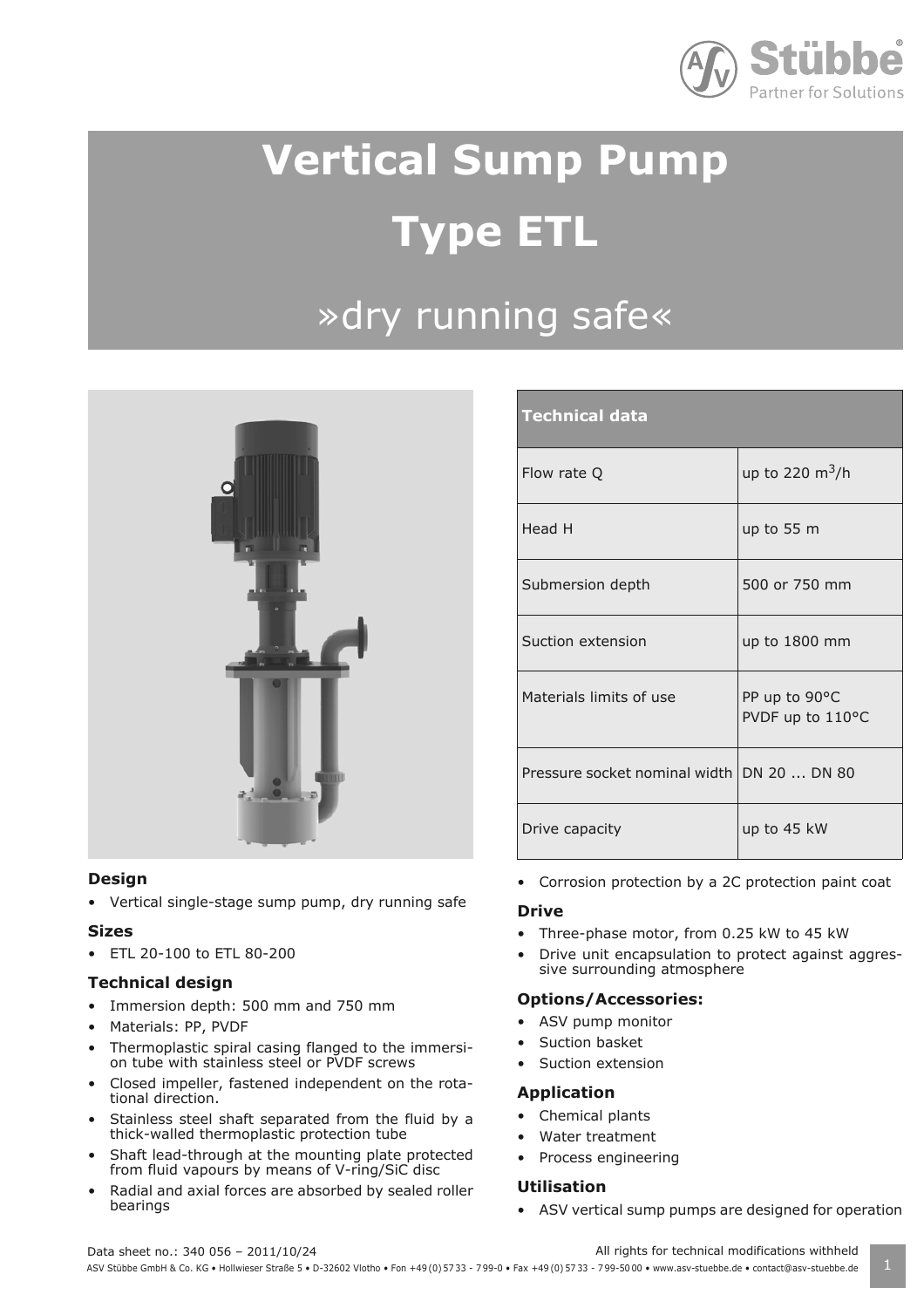# Vertical Sump Pump

# Type ETL

## »dry running safe«

| Technical data | |
|---|---|
| Flow rate Q | up to 220 $m^3$/h |
| Head H | up to 55 m |
| Submersion depth | 500 or 750 mm |
| Suction extension | up to 1800 mm |
| Materials limits of use | PP up to 90°C<br>PVDF up to 110°C |
| Pressure socket nominal width | DN 20 ... DN 80 |
| Drive capacity | up to 45 kW |

### Design

- Vertical single-stage sump pump, dry running safe

### Sizes

- ETL 20-100 to ETL 80-200

### Technical design

- Immersion depth: 500 mm and 750 mm
- Materials: PP, PVDF
- Thermoplastic spiral casing flanged to the immersion tube with stainless steel or PVDF screws
- Closed impeller, fastened independent on the rotational direction.
- Stainless steel shaft separated from the fluid by a thick-walled thermoplastic protection tube
- Shaft lead-through at the mounting plate protected from fluid vapours by means of V-ring/SiC disc
- Radial and axial forces are absorbed by sealed roller bearings
- Corrosion protection by a 2C protection paint coat

### Drive

- Three-phase motor, from 0.25 kW to 45 kW
- Drive unit encapsulation to protect against aggressive surrounding atmosphere

### Options/Accessories:

- ASV pump monitor
- Suction basket
- Suction extension

### Application

- Chemical plants
- Water treatment
- Process engineering

### Utilisation

- ASV vertical sump pumps are designed for operation

Data sheet no.: 340 056 – 2011/10/24

All rights for technical modifications withheld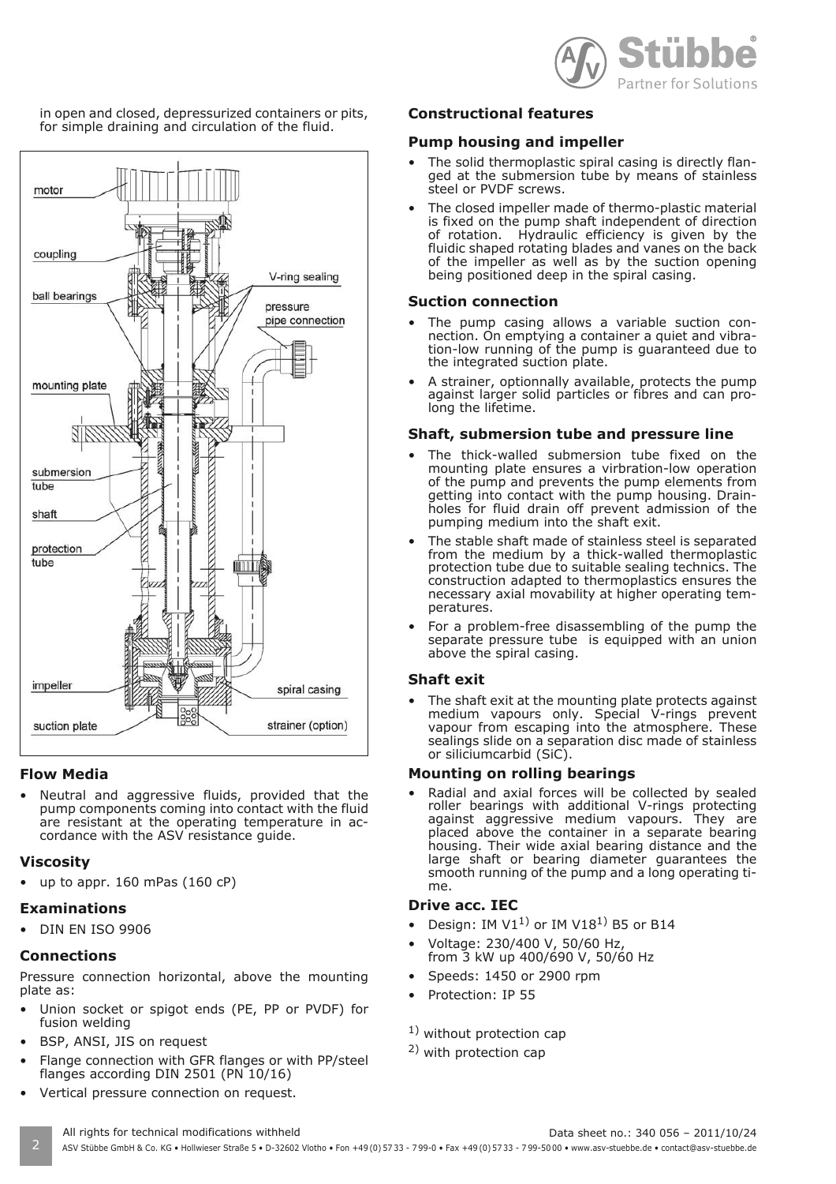in open and closed, depressurized containers or pits, for simple draining and circulation of the fluid.

## Flow Media

- Neutral and aggressive fluids, provided that the pump components coming into contact with the fluid are resistant at the operating temperature in accordance with the ASV resistance guide.

## Viscosity

- up to appr. 160 mPas (160 cP)

## Examinations

- DIN EN ISO 9906

## Connections

Pressure connection horizontal, above the mounting plate as:

- Union socket or spigot ends (PE, PP or PVDF) for fusion welding
- BSP, ANSI, JIS on request
- Flange connection with GFR flanges or with PP/steel flanges according DIN 2501 (PN 10/16)
- Vertical pressure connection on request.

## Constructional features

### Pump housing and impeller

- The solid thermoplastic spiral casing is directly flanged at the submersion tube by means of stainless steel or PVDF screws.
- The closed impeller made of thermo-plastic material is fixed on the pump shaft independent of direction of rotation. Hydraulic efficiency is given by the fluidic shaped rotating blades and vanes on the back of the impeller as well as by the suction opening being positioned deep in the spiral casing.

### Suction connection

- The pump casing allows a variable suction connection. On emptying a container a quiet and vibration-low running of the pump is guaranteed due to the integrated suction plate.
- A strainer, optionnally available, protects the pump against larger solid particles or fibres and can prolong the lifetime.

### Shaft, submersion tube and pressure line

- The thick-walled submersion tube fixed on the mounting plate ensures a virbration-low operation of the pump and prevents the pump elements from getting into contact with the pump housing. Drainholes for fluid drain off prevent admission of the pumping medium into the shaft exit.
- The stable shaft made of stainless steel is separated from the medium by a thick-walled thermoplastic protection tube due to suitable sealing technics. The construction adapted to thermoplastics ensures the necessary axial movability at higher operating temperatures.
- For a problem-free disassembling of the pump the separate pressure tube is equipped with an union above the spiral casing.

### Shaft exit

- The shaft exit at the mounting plate protects against medium vapours only. Special V-rings prevent vapour from escaping into the atmosphere. These sealings slide on a separation disc made of stainless or siliciumcarbid (SiC).

### Mounting on rolling bearings

- Radial and axial forces will be collected by sealed roller bearings with additional V-rings protecting against aggressive medium vapours. They are placed above the container in a separate bearing housing. Their wide axial bearing distance and the large shaft or bearing diameter guarantees the smooth running of the pump and a long operating time.

### Drive acc. IEC

- Design: IM V1[1] or IM V18[1] B5 or B14
- Voltage: 230/400 V, 50/60 Hz, from 3 kW up 400/690 V, 50/60 Hz
- Speeds: 1450 or 2900 rpm
- Protection: IP 55

[1] without protection cap

[2] with protection cap

All rights for technical modifications withheld

Data sheet no.: 340 056 – 2011/10/24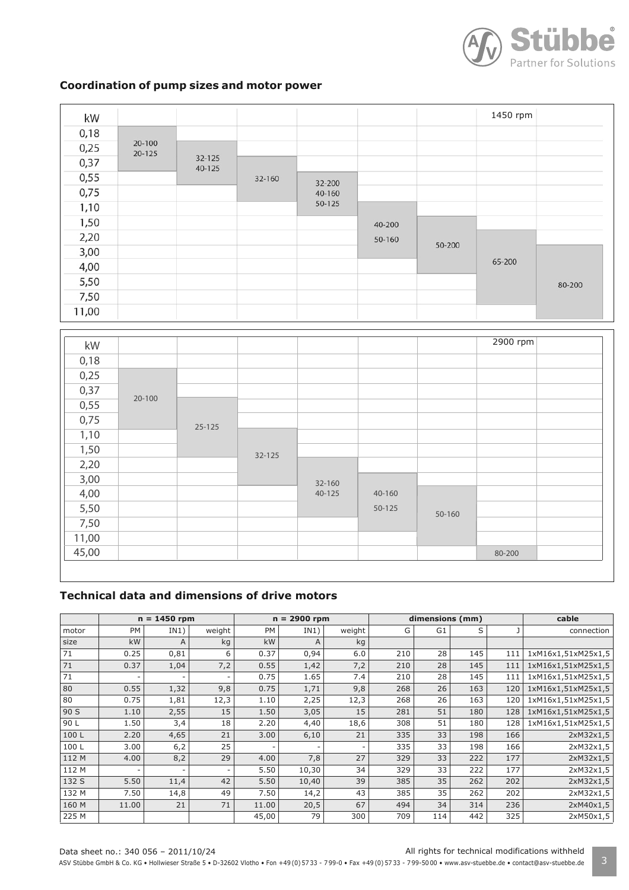## Coordination of pump sizes and motor power

**1450 rpm**

| Pump size | Motor power (kW) |
|---|---|
| 20-100, 20-125 | 0,18 – 0,37 |
| 32-125, 40-125 | 0,25 – 0,55 |
| 32-160 | 0,37 – 0,75 |
| 32-200, 40-160, 50-125 | 0,55 – 1,10 |
| 40-200, 50-160 | 1,10 – 3,00 |
| 50-200 | 1,50 – 4,00 |
| 65-200 | 2,20 – 7,50 |
| 80-200 | 3,00 – 11,00 |

**2900 rpm**

| Pump size | Motor power (kW) |
|---|---|
| 20-100 | 0,25 – 0,75 |
| 25-125 | 0,55 – 1,50 |
| 32-125 | 1,10 – 3,00 |
| 32-160, 40-125 | 2,20 – 5,50 |
| 40-160, 50-125 | 3,00 – 7,50 |
| 50-160 | 4,00 – 11,00 |
| 80-200 | 45,00 |

## Technical data and dimensions of drive motors

| | n = 1450 rpm | | | n = 2900 rpm | | | dimensions (mm) | | | | cable |
|---|---|---|---|---|---|---|---|---|---|---|---|
| motor | PM | IN1) | weight | PM | IN1) | weight | G | G1 | S | J | connection |
| size | kW | A | kg | kW | A | kg | | | | | |
| 71 | 0.25 | 0,81 | 6 | 0.37 | 0,94 | 6.0 | 210 | 28 | 145 | 111 | 1xM16x1,51xM25x1,5 |
| 71 | 0.37 | 1,04 | 7,2 | 0.55 | 1,42 | 7,2 | 210 | 28 | 145 | 111 | 1xM16x1,51xM25x1,5 |
| 71 | - | - | - | 0.75 | 1.65 | 7.4 | 210 | 28 | 145 | 111 | 1xM16x1,51xM25x1,5 |
| 80 | 0.55 | 1,32 | 9,8 | 0.75 | 1,71 | 9,8 | 268 | 26 | 163 | 120 | 1xM16x1,51xM25x1,5 |
| 80 | 0.75 | 1,81 | 12,3 | 1.10 | 2,25 | 12,3 | 268 | 26 | 163 | 120 | 1xM16x1,51xM25x1,5 |
| 90 S | 1.10 | 2,55 | 15 | 1.50 | 3,05 | 15 | 281 | 51 | 180 | 128 | 1xM16x1,51xM25x1,5 |
| 90 L | 1.50 | 3,4 | 18 | 2.20 | 4,40 | 18,6 | 308 | 51 | 180 | 128 | 1xM16x1,51xM25x1,5 |
| 100 L | 2.20 | 4,65 | 21 | 3.00 | 6,10 | 21 | 335 | 33 | 198 | 166 | 2xM32x1,5 |
| 100 L | 3.00 | 6,2 | 25 | - | - | - | 335 | 33 | 198 | 166 | 2xM32x1,5 |
| 112 M | 4.00 | 8,2 | 29 | 4.00 | 7,8 | 27 | 329 | 33 | 222 | 177 | 2xM32x1,5 |
| 112 M | - | - | - | 5.50 | 10,30 | 34 | 329 | 33 | 222 | 177 | 2xM32x1,5 |
| 132 S | 5.50 | 11,4 | 42 | 5.50 | 10,40 | 39 | 385 | 35 | 262 | 202 | 2xM32x1,5 |
| 132 M | 7.50 | 14,8 | 49 | 7.50 | 14,2 | 43 | 385 | 35 | 262 | 202 | 2xM32x1,5 |
| 160 M | 11.00 | 21 | 71 | 11.00 | 20,5 | 67 | 494 | 34 | 314 | 236 | 2xM40x1,5 |
| 225 M | | | | 45,00 | 79 | 300 | 709 | 114 | 442 | 325 | 2xM50x1,5 |

Data sheet no.: 340 056 – 2011/10/24

All rights for technical modifications withheld

ASV Stübbe GmbH & Co. KG • Hollwieser Straße 5 • D-32602 Vlotho • Fon +49 (0) 57 33 - 7 99-0 • Fax +49 (0) 57 33 - 7 99-50 00 • www.asv-stuebbe.de • contact@asv-stuebbe.de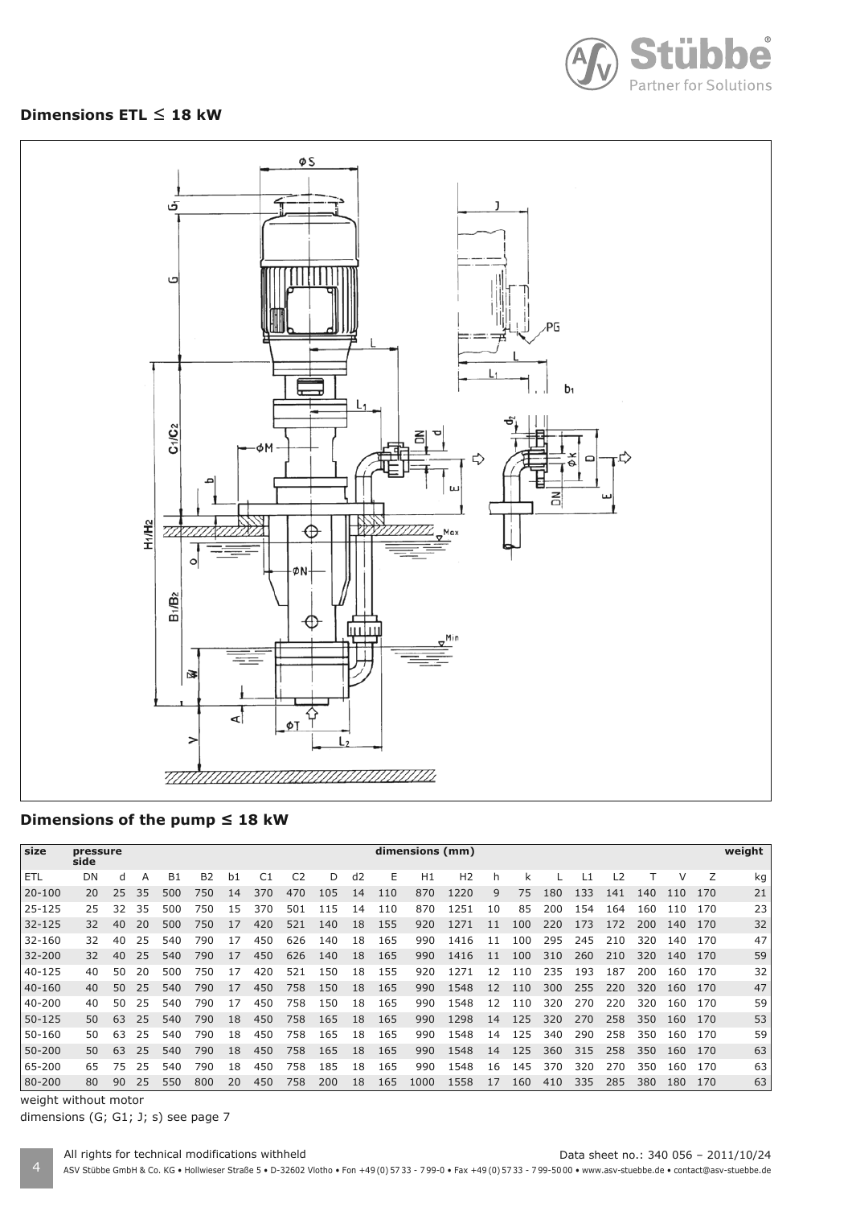## Dimensions ETL ≤ 18 kW

## Dimensions of the pump ≤ 18 kW

| size | pressure side | dimensions (mm) | | | | | | | | | | | | | | | | | | | | weight |
|---|---|---|---|---|---|---|---|---|---|---|---|---|---|---|---|---|---|---|---|---|---|---|
| ETL | DN | d | A | B1 | B2 | b1 | C1 | C2 | D | d2 | E | H1 | H2 | h | k | L | L1 | L2 | T | V | Z | kg |
| 20-100 | 20 | 25 | 35 | 500 | 750 | 14 | 370 | 470 | 105 | 14 | 110 | 870 | 1220 | 9 | 75 | 180 | 133 | 141 | 140 | 110 | 170 | 21 |
| 25-125 | 25 | 32 | 35 | 500 | 750 | 15 | 370 | 501 | 115 | 14 | 110 | 870 | 1251 | 10 | 85 | 200 | 154 | 164 | 160 | 110 | 170 | 23 |
| 32-125 | 32 | 40 | 20 | 500 | 750 | 17 | 420 | 521 | 140 | 18 | 155 | 920 | 1271 | 11 | 100 | 220 | 173 | 172 | 200 | 140 | 170 | 32 |
| 32-160 | 32 | 40 | 25 | 540 | 790 | 17 | 450 | 626 | 140 | 18 | 165 | 990 | 1416 | 11 | 100 | 295 | 245 | 210 | 320 | 140 | 170 | 47 |
| 32-200 | 32 | 40 | 25 | 540 | 790 | 17 | 450 | 626 | 140 | 18 | 165 | 990 | 1416 | 11 | 100 | 310 | 260 | 210 | 320 | 140 | 170 | 59 |
| 40-125 | 40 | 50 | 20 | 500 | 750 | 17 | 420 | 521 | 150 | 18 | 155 | 920 | 1271 | 12 | 110 | 235 | 193 | 187 | 200 | 160 | 170 | 32 |
| 40-160 | 40 | 50 | 25 | 540 | 790 | 17 | 450 | 758 | 150 | 18 | 165 | 990 | 1548 | 12 | 110 | 300 | 255 | 220 | 320 | 160 | 170 | 47 |
| 40-200 | 40 | 50 | 25 | 540 | 790 | 17 | 450 | 758 | 150 | 18 | 165 | 990 | 1548 | 12 | 110 | 320 | 270 | 220 | 320 | 160 | 170 | 59 |
| 50-125 | 50 | 63 | 25 | 540 | 790 | 18 | 450 | 758 | 165 | 18 | 165 | 990 | 1298 | 14 | 125 | 320 | 270 | 258 | 350 | 160 | 170 | 53 |
| 50-160 | 50 | 63 | 25 | 540 | 790 | 18 | 450 | 758 | 165 | 18 | 165 | 990 | 1548 | 14 | 125 | 340 | 290 | 258 | 350 | 160 | 170 | 59 |
| 50-200 | 50 | 63 | 25 | 540 | 790 | 18 | 450 | 758 | 165 | 18 | 165 | 990 | 1548 | 14 | 125 | 360 | 315 | 258 | 350 | 160 | 170 | 63 |
| 65-200 | 65 | 75 | 25 | 540 | 790 | 18 | 450 | 758 | 185 | 18 | 165 | 990 | 1548 | 16 | 145 | 370 | 320 | 270 | 350 | 160 | 170 | 63 |
| 80-200 | 80 | 90 | 25 | 550 | 800 | 20 | 450 | 758 | 200 | 18 | 165 | 1000 | 1558 | 17 | 160 | 410 | 335 | 285 | 380 | 180 | 170 | 63 |

weight without motor

dimensions (G; G1; J; s) see page 7

All rights for technical modifications withheld

Data sheet no.: 340 056 – 2011/10/24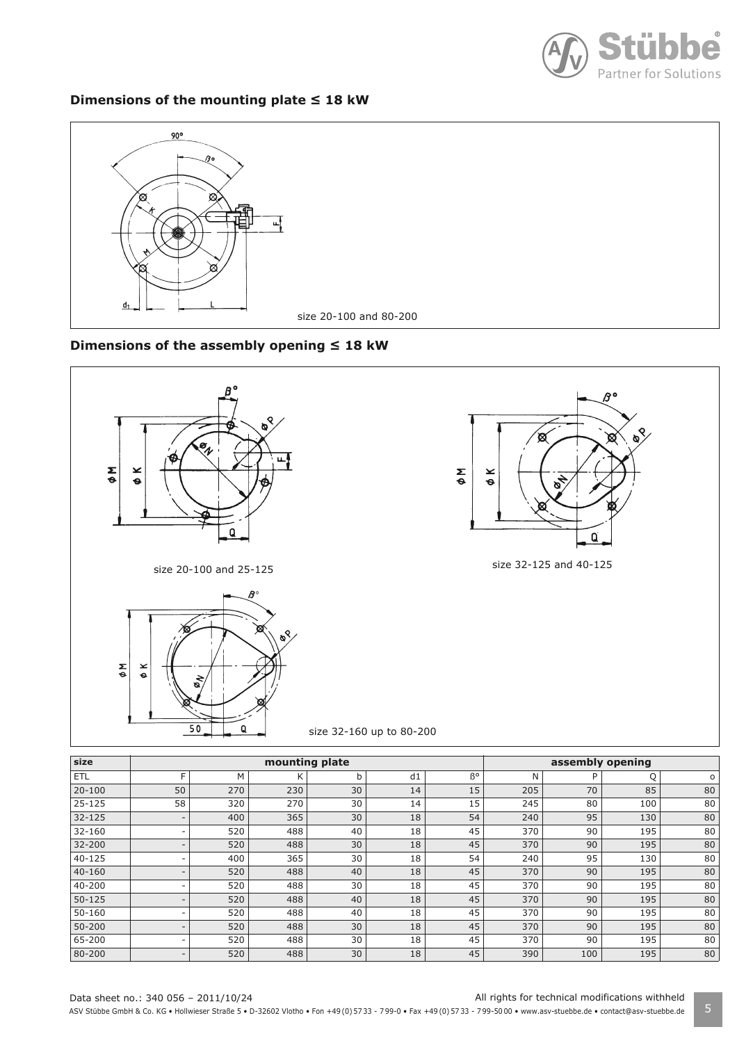## Dimensions of the mounting plate ≤ 18 kW

size 20-100 and 80-200

## Dimensions of the assembly opening ≤ 18 kW

size 20-100 and 25-125

size 32-125 and 40-125

size 32-160 up to 80-200

| size | mounting plate | | | | | | assembly opening | | | |
|---|---|---|---|---|---|---|---|---|---|---|
| ETL | F | M | K | b | d1 | ß° | N | P | Q | o |
| 20-100 | 50 | 270 | 230 | 30 | 14 | 15 | 205 | 70 | 85 | 80 |
| 25-125 | 58 | 320 | 270 | 30 | 14 | 15 | 245 | 80 | 100 | 80 |
| 32-125 | - | 400 | 365 | 30 | 18 | 54 | 240 | 95 | 130 | 80 |
| 32-160 | - | 520 | 488 | 40 | 18 | 45 | 370 | 90 | 195 | 80 |
| 32-200 | - | 520 | 488 | 30 | 18 | 45 | 370 | 90 | 195 | 80 |
| 40-125 | - | 400 | 365 | 30 | 18 | 54 | 240 | 95 | 130 | 80 |
| 40-160 | - | 520 | 488 | 40 | 18 | 45 | 370 | 90 | 195 | 80 |
| 40-200 | - | 520 | 488 | 30 | 18 | 45 | 370 | 90 | 195 | 80 |
| 50-125 | - | 520 | 488 | 40 | 18 | 45 | 370 | 90 | 195 | 80 |
| 50-160 | - | 520 | 488 | 40 | 18 | 45 | 370 | 90 | 195 | 80 |
| 50-200 | - | 520 | 488 | 30 | 18 | 45 | 370 | 90 | 195 | 80 |
| 65-200 | - | 520 | 488 | 30 | 18 | 45 | 370 | 90 | 195 | 80 |
| 80-200 | - | 520 | 488 | 30 | 18 | 45 | 390 | 100 | 195 | 80 |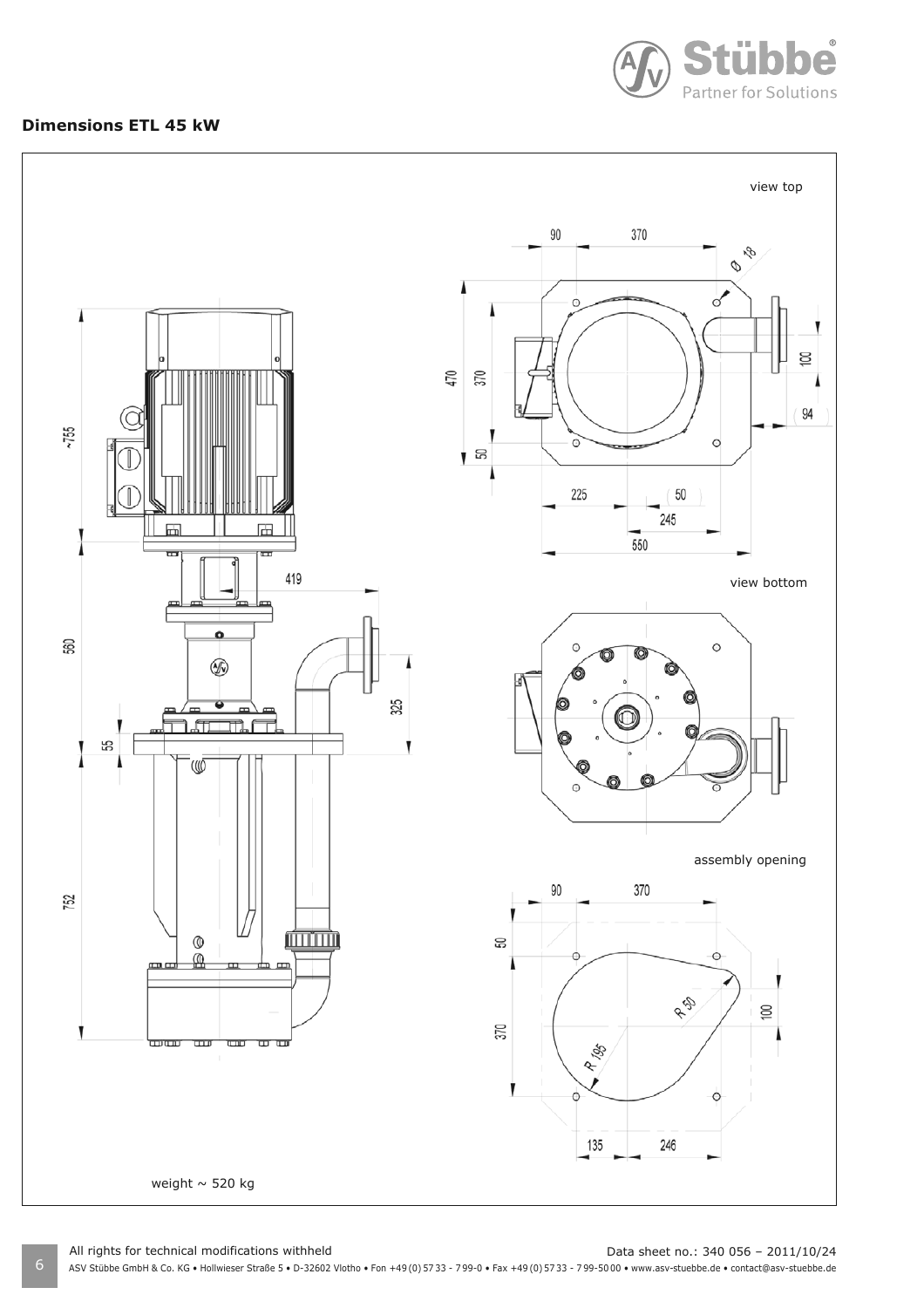## Dimensions ETL 45 kW

view top

view bottom

assembly opening

weight ~ 520 kg

All rights for technical modifications withheld

Data sheet no.: 340 056 – 2011/10/24

ASV Stübbe GmbH & Co. KG • Hollwieser Straße 5 • D-32602 Vlotho • Fon +49 (0) 57 33 - 7 99-0 • Fax +49 (0) 57 33 - 7 99-50 00 • www.asv-stuebbe.de • contact@asv-stuebbe.de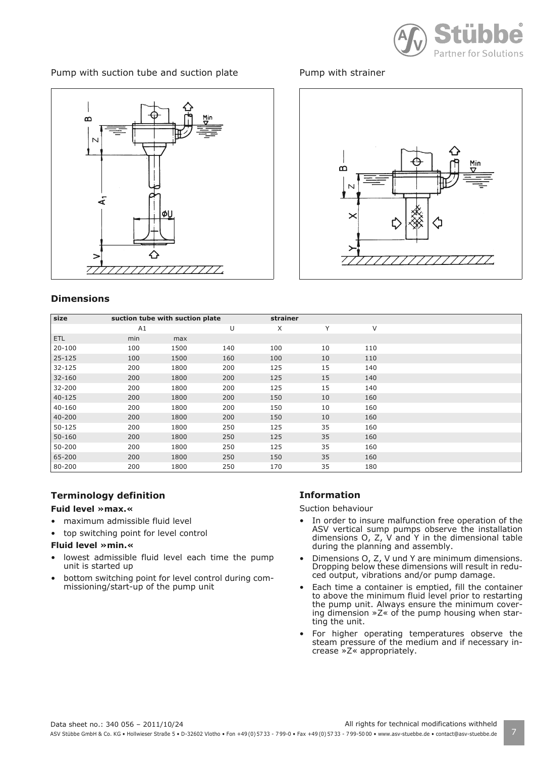Pump with suction tube and suction plate

Pump with strainer

## Dimensions

| size | suction tube with suction plate | | | strainer | | |
|---|---|---|---|---|---|---|
| | A1 | | U | X | Y | V |
| ETL | min | max | | | | |
| 20-100 | 100 | 1500 | 140 | 100 | 10 | 110 |
| 25-125 | 100 | 1500 | 160 | 100 | 10 | 110 |
| 32-125 | 200 | 1800 | 200 | 125 | 15 | 140 |
| 32-160 | 200 | 1800 | 200 | 125 | 15 | 140 |
| 32-200 | 200 | 1800 | 200 | 125 | 15 | 140 |
| 40-125 | 200 | 1800 | 200 | 150 | 10 | 160 |
| 40-160 | 200 | 1800 | 200 | 150 | 10 | 160 |
| 40-200 | 200 | 1800 | 200 | 150 | 10 | 160 |
| 50-125 | 200 | 1800 | 250 | 125 | 35 | 160 |
| 50-160 | 200 | 1800 | 250 | 125 | 35 | 160 |
| 50-200 | 200 | 1800 | 250 | 125 | 35 | 160 |
| 65-200 | 200 | 1800 | 250 | 150 | 35 | 160 |
| 80-200 | 200 | 1800 | 250 | 170 | 35 | 180 |

## Terminology definition

**Fuid level »max.«**

- maximum admissible fluid level
- top switching point for level control

**Fluid level »min.«**

- lowest admissible fluid level each time the pump unit is started up
- bottom switching point for level control during commissioning/start-up of the pump unit

## Information

Suction behaviour

- In order to insure malfunction free operation of the ASV vertical sump pumps observe the installation dimensions O, Z, V and Y in the dimensional table during the planning and assembly.
- Dimensions O, Z, V und Y are minimum dimensions. Dropping below these dimensions will result in reduced output, vibrations and/or pump damage.
- Each time a container is emptied, fill the container to above the minimum fluid level prior to restarting the pump unit. Always ensure the minimum covering dimension »Z« of the pump housing when starting the unit.
- For higher operating temperatures observe the steam pressure of the medium and if necessary increase »Z« appropriately.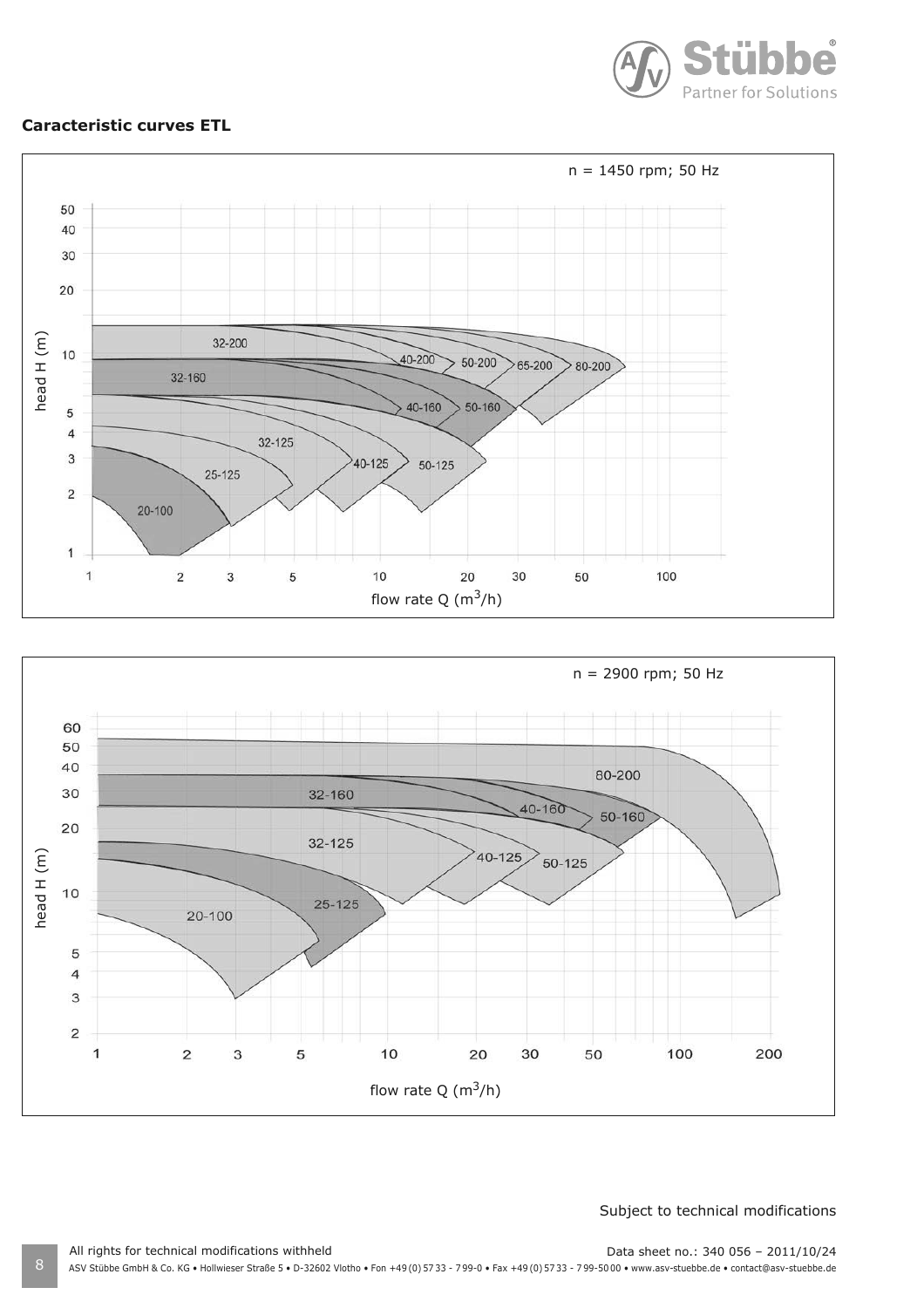**Caracteristic curves ETL**

n = 1450 rpm; 50 Hz

head H (m)

50
40
30
20
10
5
4
3
2
1

32-200
40-200
50-200
65-200
80-200
32-160
40-160
50-160
32-125
40-125
50-125
25-125
20-100

1
2
3
5
10
20
30
50
100

flow rate Q ($m^3$/h)

n = 2900 rpm; 50 Hz

head H (m)

60
50
40
30
20
10
5
4
3
2

80-200
32-160
40-160
50-160
32-125
40-125
50-125
25-125
20-100

1
2
3
5
10
20
30
50
100
200

flow rate Q ($m^3$/h)

Subject to technical modifications

All rights for technical modifications withheld

Data sheet no.: 340 056 – 2011/10/24

ASV Stübbe GmbH & Co. KG • Hollwieser Straße 5 • D-32602 Vlotho • Fon +49 (0) 57 33 - 7 99-0 • Fax +49 (0) 57 33 - 7 99-50 00 • www.asv-stuebbe.de • contact@asv-stuebbe.de